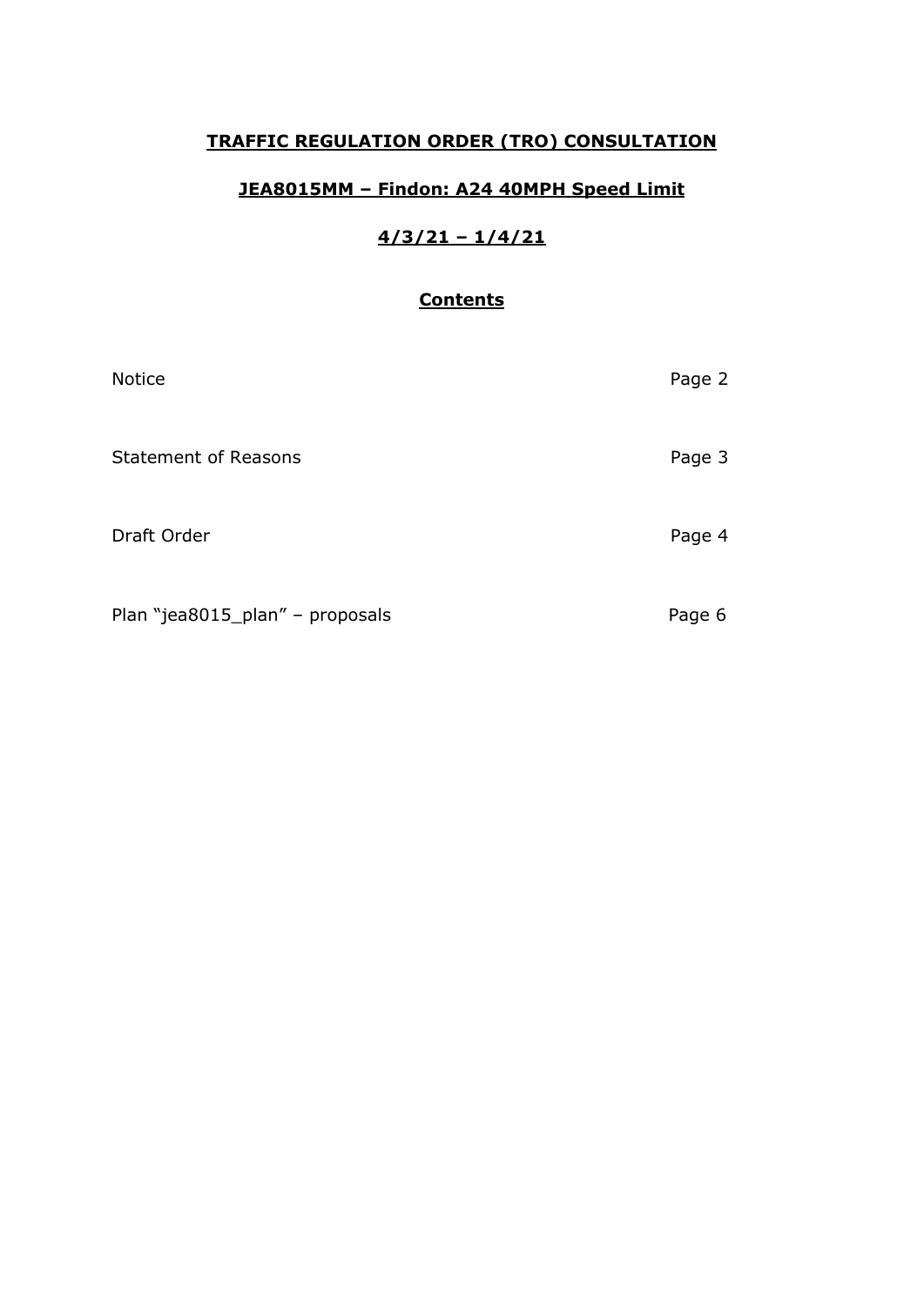# **TRAFFIC REGULATION ORDER (TRO) CONSULTATION**

## **JEA8015MM – Findon: A24 40MPH Speed Limit**

## **4/3/21 – 1/4/21**

### **Contents**

| | |
|---|---|
| Notice | Page 2 |
| Statement of Reasons | Page 3 |
| Draft Order | Page 4 |
| Plan "jea8015_plan" – proposals | Page 6 |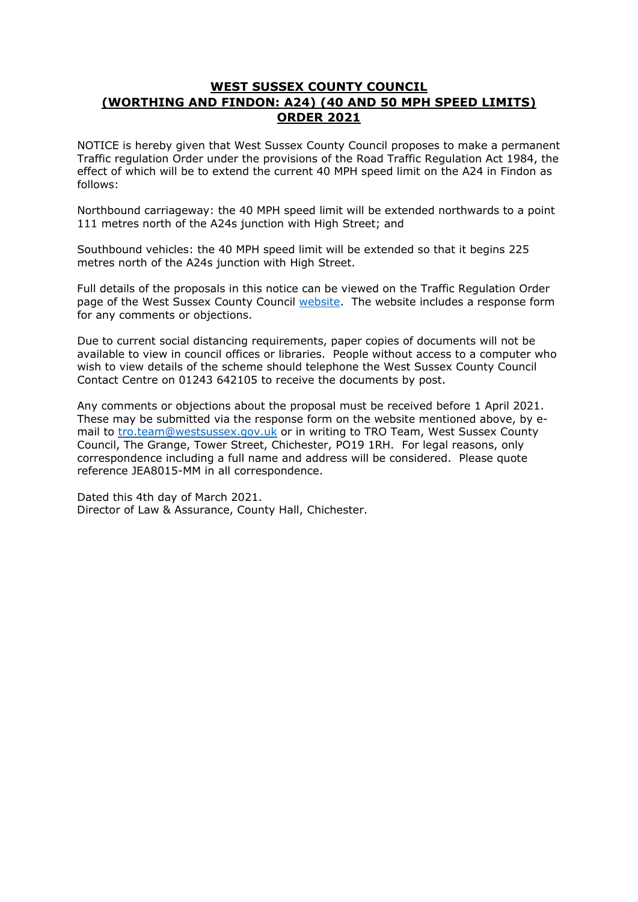# **WEST SUSSEX COUNTY COUNCIL (WORTHING AND FINDON: A24) (40 AND 50 MPH SPEED LIMITS) ORDER 2021**

NOTICE is hereby given that West Sussex County Council proposes to make a permanent Traffic regulation Order under the provisions of the Road Traffic Regulation Act 1984, the effect of which will be to extend the current 40 MPH speed limit on the A24 in Findon as follows:

Northbound carriageway: the 40 MPH speed limit will be extended northwards to a point 111 metres north of the A24s junction with High Street; and

Southbound vehicles: the 40 MPH speed limit will be extended so that it begins 225 metres north of the A24s junction with High Street.

Full details of the proposals in this notice can be viewed on the Traffic Regulation Order page of the West Sussex County Council website. The website includes a response form for any comments or objections.

Due to current social distancing requirements, paper copies of documents will not be available to view in council offices or libraries. People without access to a computer who wish to view details of the scheme should telephone the West Sussex County Council Contact Centre on 01243 642105 to receive the documents by post.

Any comments or objections about the proposal must be received before 1 April 2021. These may be submitted via the response form on the website mentioned above, by e-mail to tro.team@westsussex.gov.uk or in writing to TRO Team, West Sussex County Council, The Grange, Tower Street, Chichester, PO19 1RH. For legal reasons, only correspondence including a full name and address will be considered. Please quote reference JEA8015-MM in all correspondence.

Dated this 4th day of March 2021.
Director of Law & Assurance, County Hall, Chichester.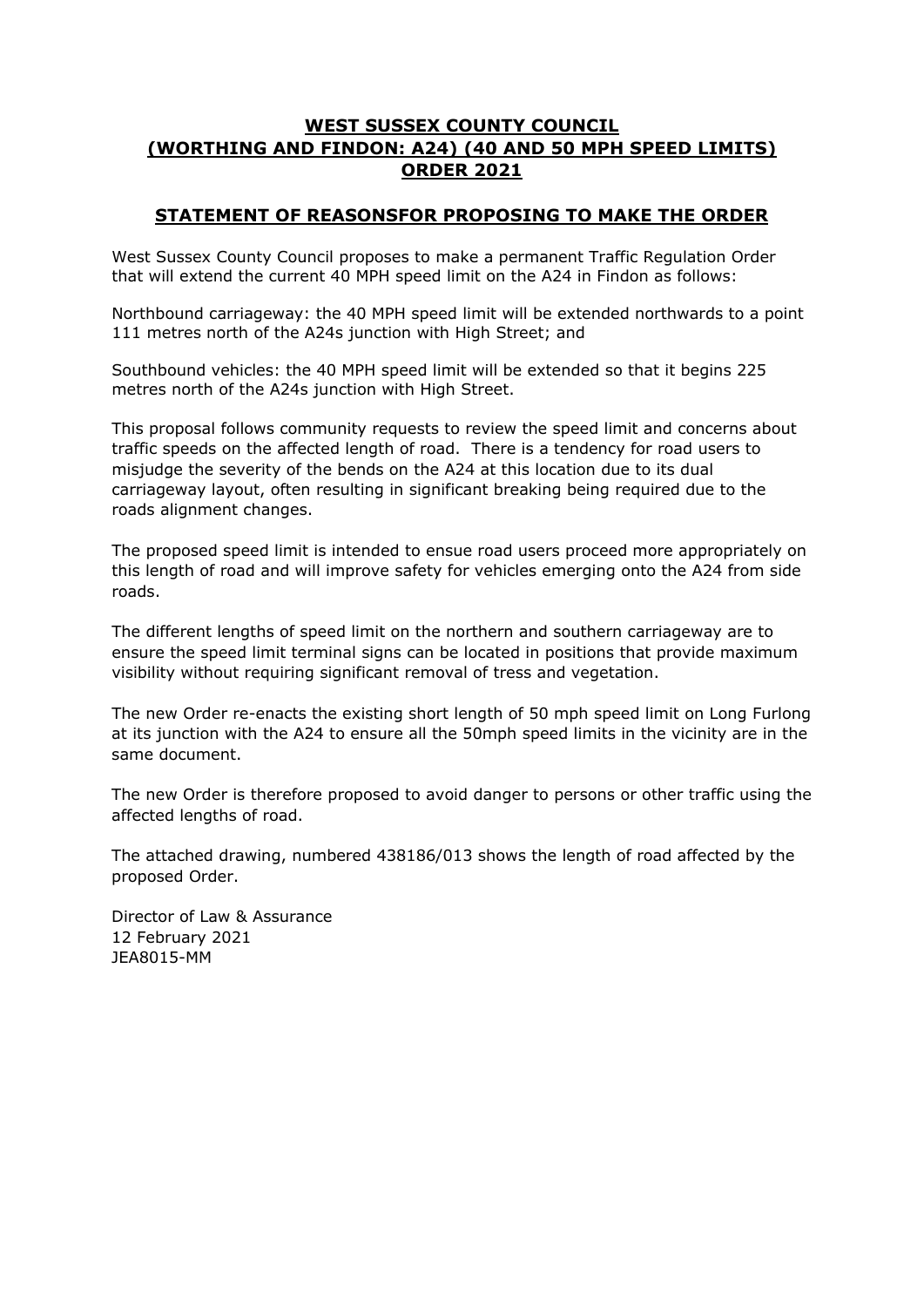# WEST SUSSEX COUNTY COUNCIL (WORTHING AND FINDON: A24) (40 AND 50 MPH SPEED LIMITS) ORDER 2021

## STATEMENT OF REASONSFOR PROPOSING TO MAKE THE ORDER

West Sussex County Council proposes to make a permanent Traffic Regulation Order that will extend the current 40 MPH speed limit on the A24 in Findon as follows:

Northbound carriageway: the 40 MPH speed limit will be extended northwards to a point 111 metres north of the A24s junction with High Street; and

Southbound vehicles: the 40 MPH speed limit will be extended so that it begins 225 metres north of the A24s junction with High Street.

This proposal follows community requests to review the speed limit and concerns about traffic speeds on the affected length of road. There is a tendency for road users to misjudge the severity of the bends on the A24 at this location due to its dual carriageway layout, often resulting in significant breaking being required due to the roads alignment changes.

The proposed speed limit is intended to ensue road users proceed more appropriately on this length of road and will improve safety for vehicles emerging onto the A24 from side roads.

The different lengths of speed limit on the northern and southern carriageway are to ensure the speed limit terminal signs can be located in positions that provide maximum visibility without requiring significant removal of tress and vegetation.

The new Order re-enacts the existing short length of 50 mph speed limit on Long Furlong at its junction with the A24 to ensure all the 50mph speed limits in the vicinity are in the same document.

The new Order is therefore proposed to avoid danger to persons or other traffic using the affected lengths of road.

The attached drawing, numbered 438186/013 shows the length of road affected by the proposed Order.

Director of Law & Assurance
12 February 2021
JEA8015-MM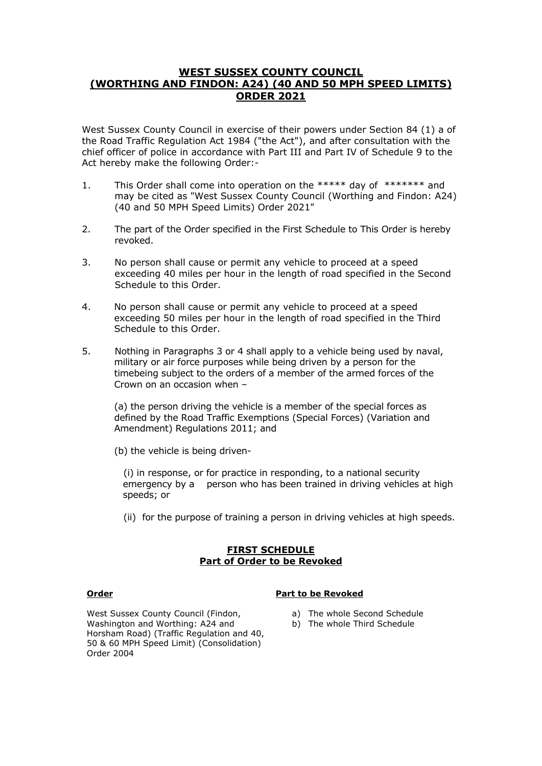# WEST SUSSEX COUNTY COUNCIL (WORTHING AND FINDON: A24) (40 AND 50 MPH SPEED LIMITS) ORDER 2021

West Sussex County Council in exercise of their powers under Section 84 (1) a of the Road Traffic Regulation Act 1984 ("the Act"), and after consultation with the chief officer of police in accordance with Part III and Part IV of Schedule 9 to the Act hereby make the following Order:-

1. This Order shall come into operation on the ***** day of ******* and may be cited as "West Sussex County Council (Worthing and Findon: A24) (40 and 50 MPH Speed Limits) Order 2021"

2. The part of the Order specified in the First Schedule to This Order is hereby revoked.

3. No person shall cause or permit any vehicle to proceed at a speed exceeding 40 miles per hour in the length of road specified in the Second Schedule to this Order.

4. No person shall cause or permit any vehicle to proceed at a speed exceeding 50 miles per hour in the length of road specified in the Third Schedule to this Order.

5. Nothing in Paragraphs 3 or 4 shall apply to a vehicle being used by naval, military or air force purposes while being driven by a person for the timebeing subject to the orders of a member of the armed forces of the Crown on an occasion when –

   (a) the person driving the vehicle is a member of the special forces as defined by the Road Traffic Exemptions (Special Forces) (Variation and Amendment) Regulations 2011; and

   (b) the vehicle is being driven-

      (i) in response, or for practice in responding, to a national security emergency by a person who has been trained in driving vehicles at high speeds; or

      (ii) for the purpose of training a person in driving vehicles at high speeds.

## FIRST SCHEDULE
## Part of Order to be Revoked

| **Order** | **Part to be Revoked** |
|---|---|
| West Sussex County Council (Findon, Washington and Worthing: A24 and Horsham Road) (Traffic Regulation and 40, 50 & 60 MPH Speed Limit) (Consolidation) Order 2004 | a) The whole Second Schedule<br>b) The whole Third Schedule |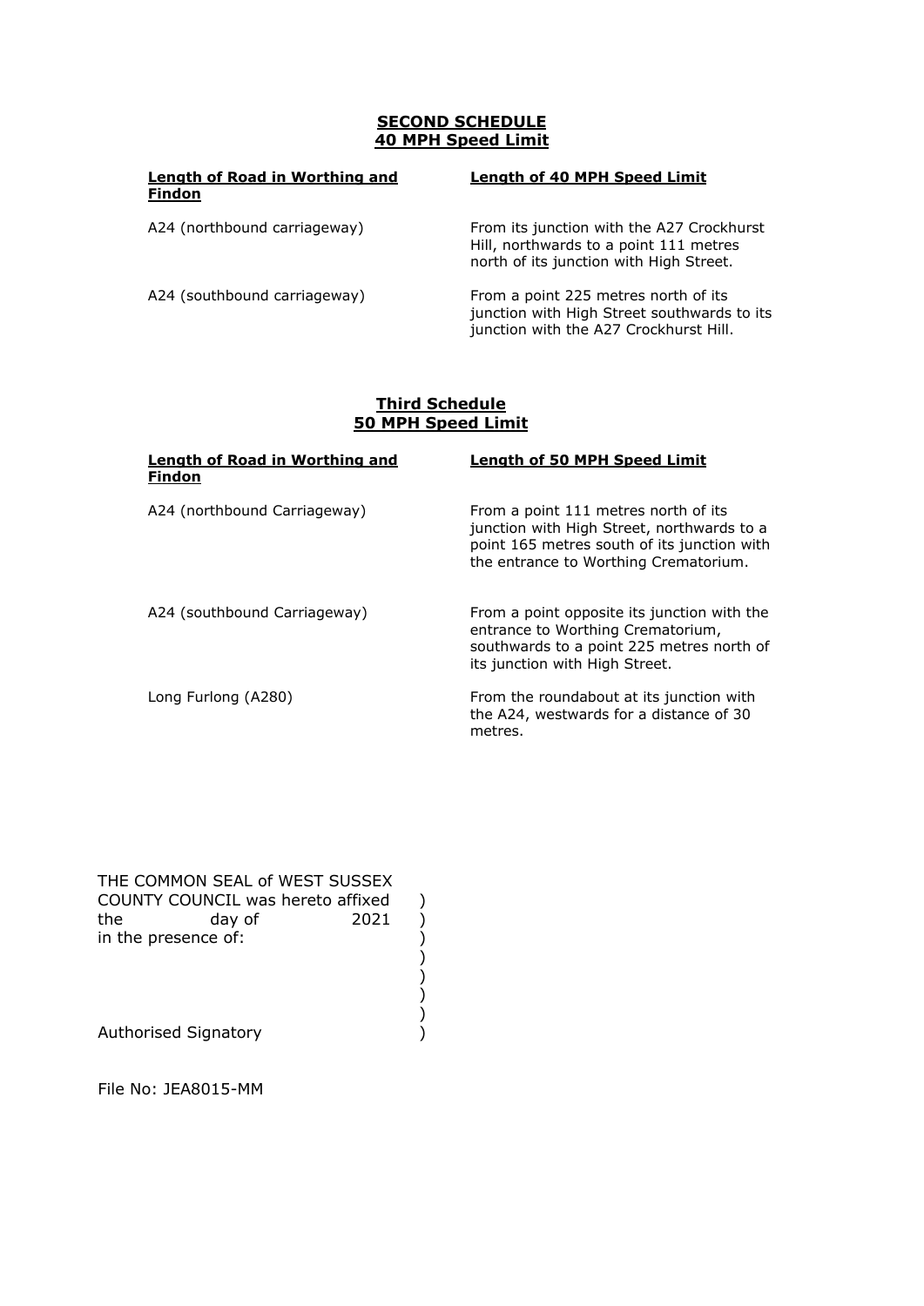## SECOND SCHEDULE
## 40 MPH Speed Limit

| Length of Road in Worthing and Findon | Length of 40 MPH Speed Limit |
|---|---|
| A24 (northbound carriageway) | From its junction with the A27 Crockhurst Hill, northwards to a point 111 metres north of its junction with High Street. |
| A24 (southbound carriageway) | From a point 225 metres north of its junction with High Street southwards to its junction with the A27 Crockhurst Hill. |

## Third Schedule
## 50 MPH Speed Limit

| Length of Road in Worthing and Findon | Length of 50 MPH Speed Limit |
|---|---|
| A24 (northbound Carriageway) | From a point 111 metres north of its junction with High Street, northwards to a point 165 metres south of its junction with the entrance to Worthing Crematorium. |
| A24 (southbound Carriageway) | From a point opposite its junction with the entrance to Worthing Crematorium, southwards to a point 225 metres north of its junction with High Street. |
| Long Furlong (A280) | From the roundabout at its junction with the A24, westwards for a distance of 30 metres. |

THE COMMON SEAL of WEST SUSSEX COUNTY COUNCIL was hereto affixed )
the day of 2021 )
in the presence of: )

Authorised Signatory )

File No: JEA8015-MM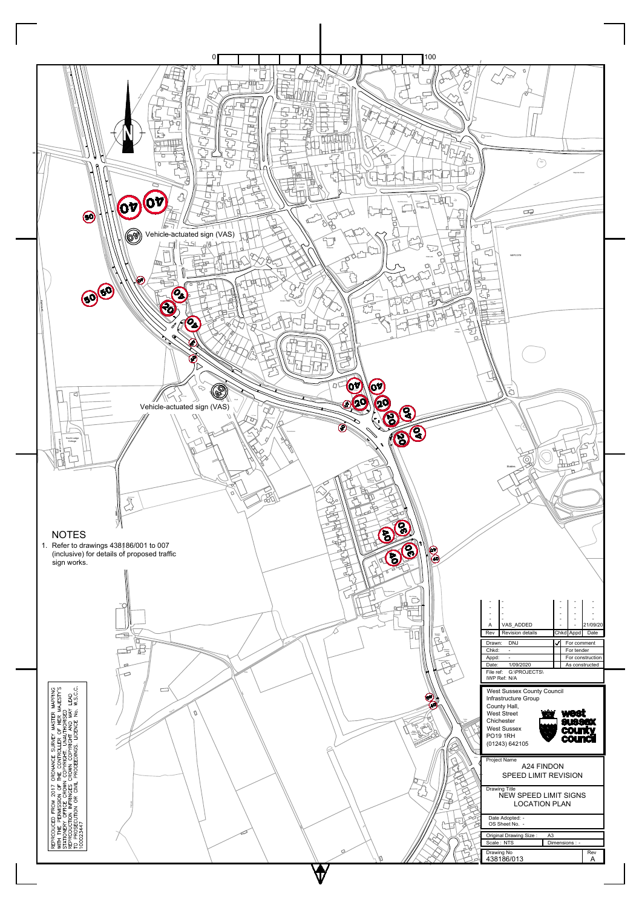0 100

Vehicle-actuated sign (VAS)

Vehicle-actuated sign (VAS)

NOTES

1. Refer to drawings 438186/001 to 007 (inclusive) for details of proposed traffic sign works.

REPRODUCED FROM 2017 ORDNANCE SURVEY MASTER MAPPING WITH THE PERMISSION OF THE CONTROLLER OF HER MAJESTY'S STATIONERY OFFICE CROWN COPYRIGHT. UNAUTHORISED REPRODUCTION INFRINGES CROWN COPYRIGHT AND MAY LEAD TO PROSECUTION OR CIVIL PROCEEDINGS. LICENCE No. W.S.C.C. 100023447

| Rev | Revision details | Chkd | Appd | Date |
|---|---|---|---|---|
| A | VAS_ADDED | - | - | 21/09/20 |

| | | | |
|---|---|---|---|
| Drawn: | DNJ | ✓ | For comment |
| Chkd: | - | | For tender |
| Appd: | - | | For construction |
| Date: | 1/09/2020 | | As constructed |

File ref: G:\PROJECTS\
IWP Ref: N/A

West Sussex County Council
Infrastructure Group
County Hall,
West Street
Chichester
West Sussex
PO19 1RH
(01243) 642105

west sussex county council

Project Name
A24 FINDON
SPEED LIMIT REVISION

Drawing Title
NEW SPEED LIMIT SIGNS
LOCATION PLAN

Date Adopted: -
OS Sheet No. -

Original Drawing Size : A3
Scale : NTS
Dimensions : -

Drawing No
438186/013

Rev
A